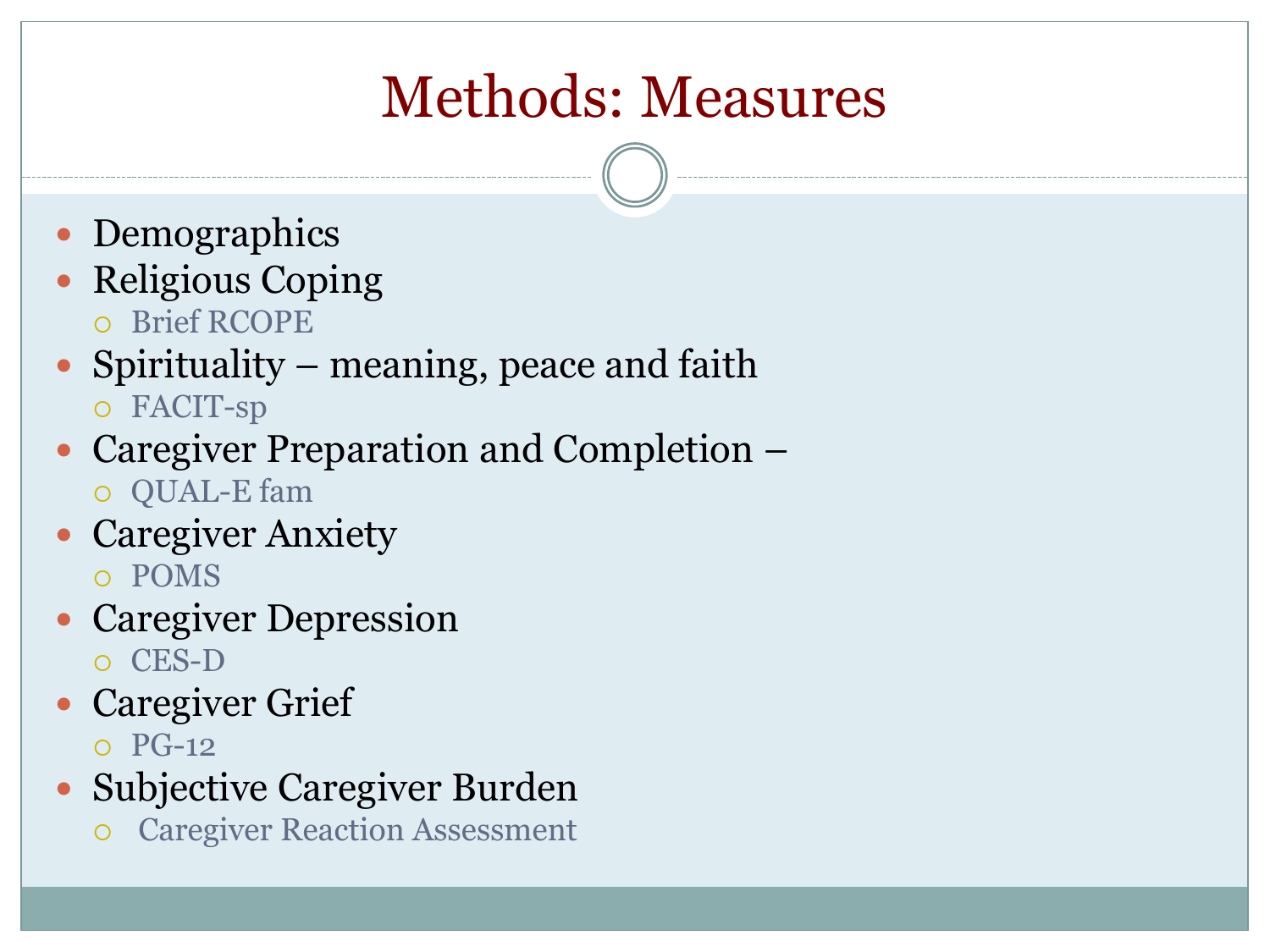# Methods: Measures

- Demographics
- Religious Coping
  - Brief RCOPE
- Spirituality – meaning, peace and faith
  - FACIT-sp
- Caregiver Preparation and Completion –
  - QUAL-E fam
- Caregiver Anxiety
  - POMS
- Caregiver Depression
  - CES-D
- Caregiver Grief
  - PG-12
- Subjective Caregiver Burden
  - Caregiver Reaction Assessment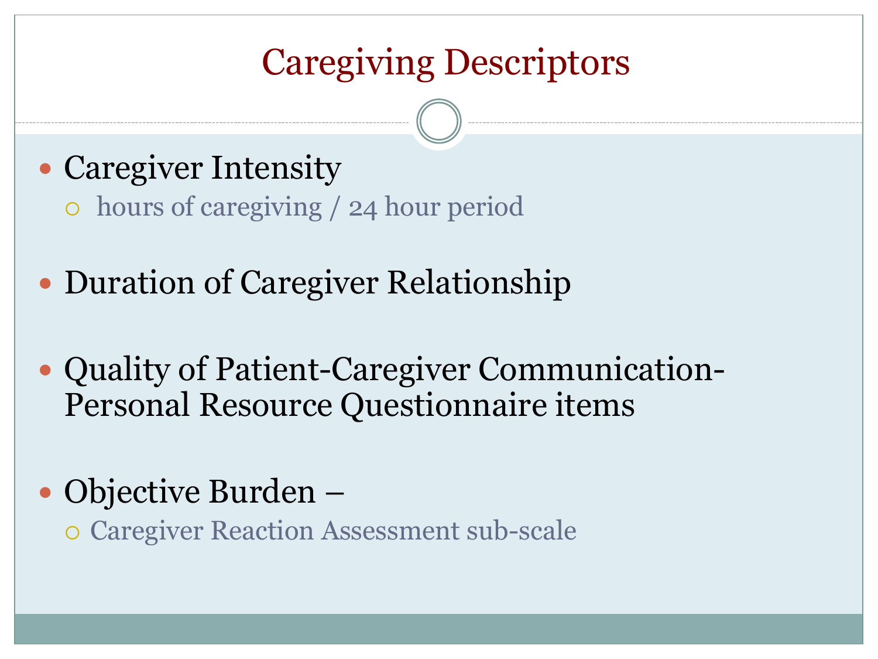# Caregiving Descriptors

- Caregiver Intensity
  - hours of caregiving / 24 hour period
- Duration of Caregiver Relationship
- Quality of Patient-Caregiver Communication- Personal Resource Questionnaire items
- Objective Burden –
  - Caregiver Reaction Assessment sub-scale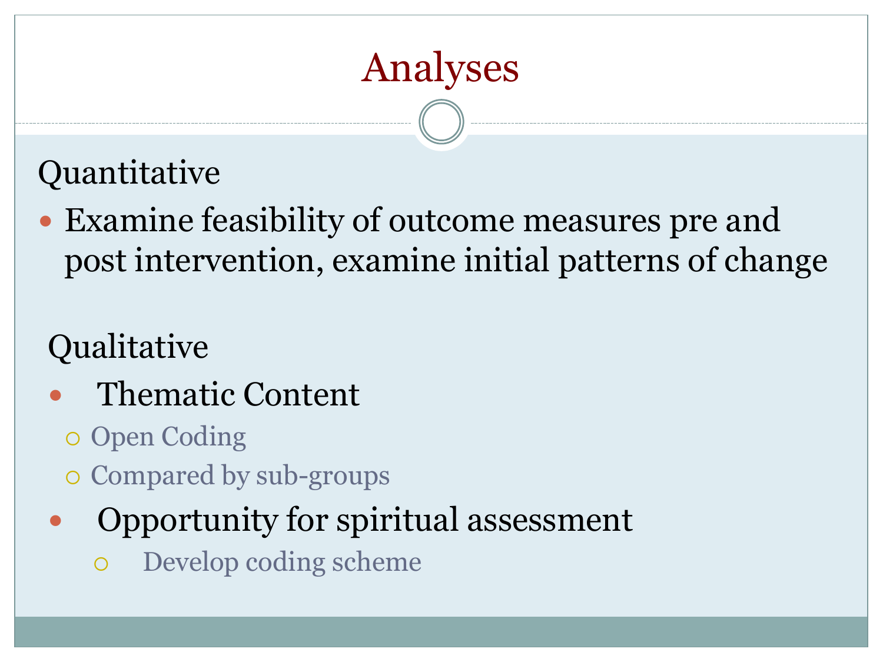# Analyses

Quantitative

- Examine feasibility of outcome measures pre and post intervention, examine initial patterns of change

Qualitative

- Thematic Content
  - Open Coding
  - Compared by sub-groups
- Opportunity for spiritual assessment
  - Develop coding scheme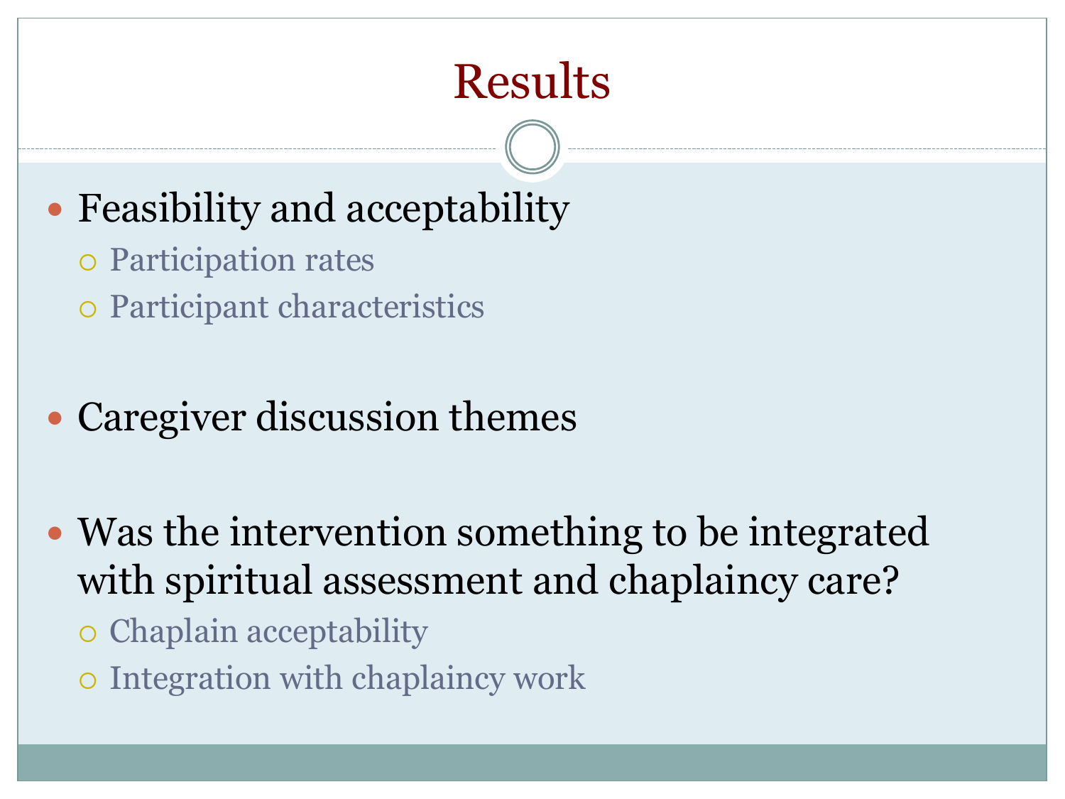# Results

- Feasibility and acceptability
  - Participation rates
  - Participant characteristics
- Caregiver discussion themes
- Was the intervention something to be integrated with spiritual assessment and chaplaincy care?
  - Chaplain acceptability
  - Integration with chaplaincy work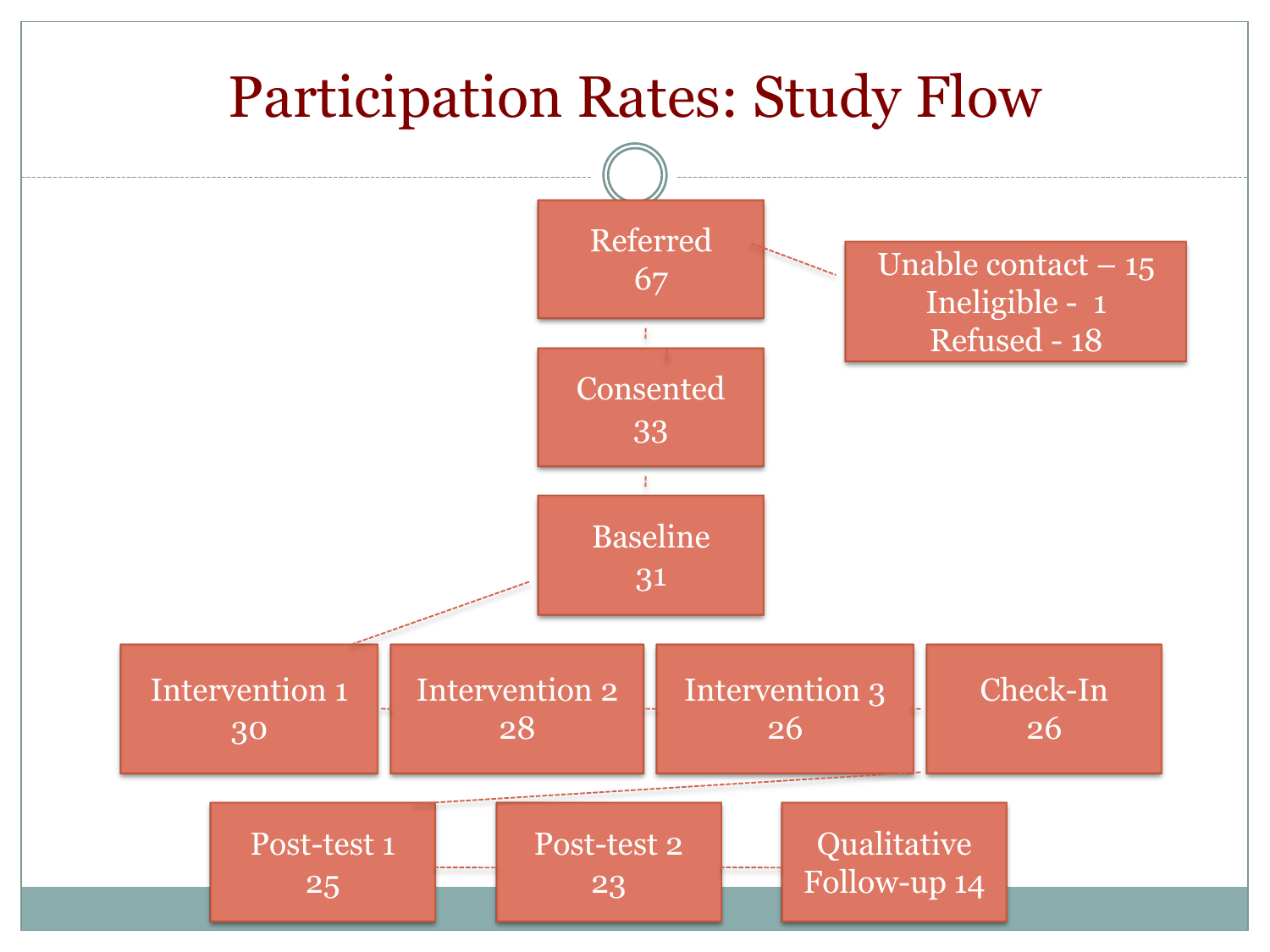# Participation Rates: Study Flow

- Referred 67
  - Unable contact – 15
  - Ineligible - 1
  - Refused - 18
- Consented 33
- Baseline 31
- Intervention 1 30
- Intervention 2 28
- Intervention 3 26
- Check-In 26
- Post-test 1 25
- Post-test 2 23
- Qualitative Follow-up 14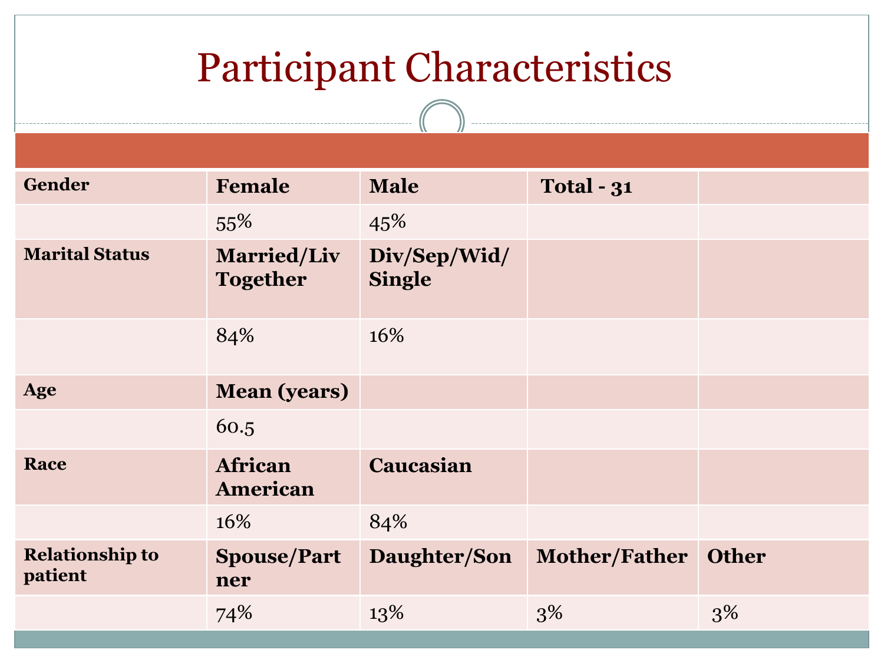# Participant Characteristics

| | | | | |
|---|---|---|---|---|
| **Gender** | **Female** | **Male** | **Total - 31** | |
| | 55% | 45% | | |
| **Marital Status** | **Married/Liv Together** | **Div/Sep/Wid/ Single** | | |
| | 84% | 16% | | |
| **Age** | **Mean (years)** | | | |
| | 60.5 | | | |
| **Race** | **African American** | **Caucasian** | | |
| | 16% | 84% | | |
| **Relationship to patient** | **Spouse/Partner** | **Daughter/Son** | **Mother/Father** | **Other** |
| | 74% | 13% | 3% | 3% |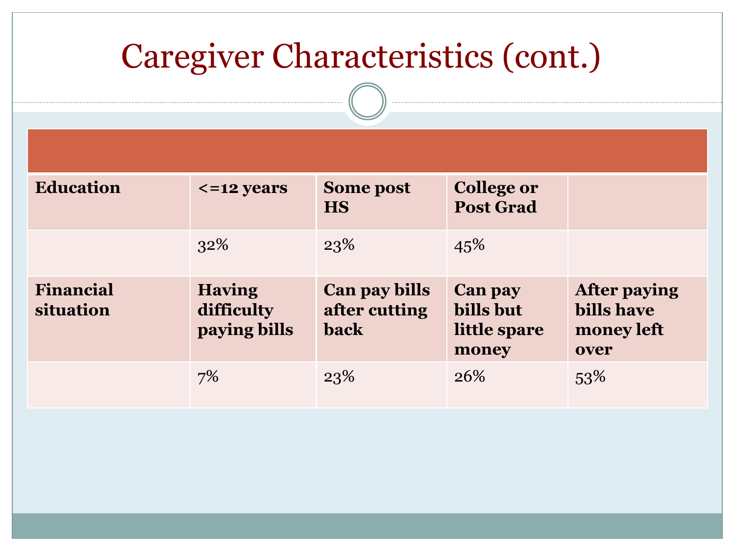# Caregiver Characteristics (cont.)

| | | | | |
|---|---|---|---|---|
| **Education** | **<=12 years** | **Some post HS** | **College or Post Grad** | |
| | 32% | 23% | 45% | |
| **Financial situation** | **Having difficulty paying bills** | **Can pay bills after cutting back** | **Can pay bills but little spare money** | **After paying bills have money left over** |
| | 7% | 23% | 26% | 53% |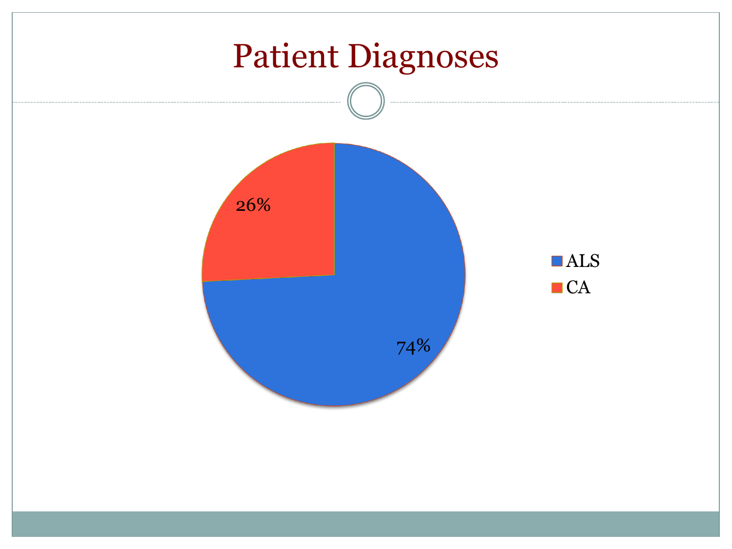# Patient Diagnoses

| Diagnosis | Percentage |
| --- | --- |
| ALS | 74% |
| CA | 26% |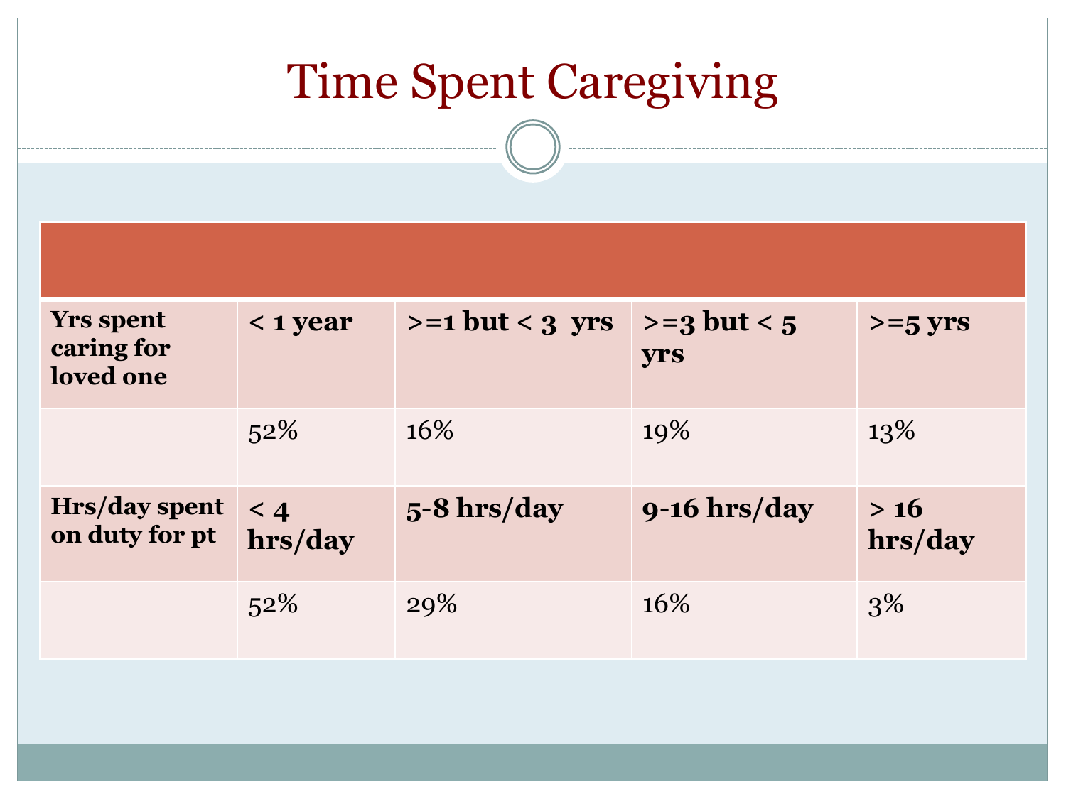# Time Spent Caregiving

| | | | | |
|---|---|---|---|---|
| **Yrs spent caring for loved one** | **< 1 year** | **>=1 but < 3 yrs** | **>=3 but < 5 yrs** | **>=5 yrs** |
| | 52% | 16% | 19% | 13% |
| **Hrs/day spent on duty for pt** | **< 4 hrs/day** | **5-8 hrs/day** | **9-16 hrs/day** | **> 16 hrs/day** |
| | 52% | 29% | 16% | 3% |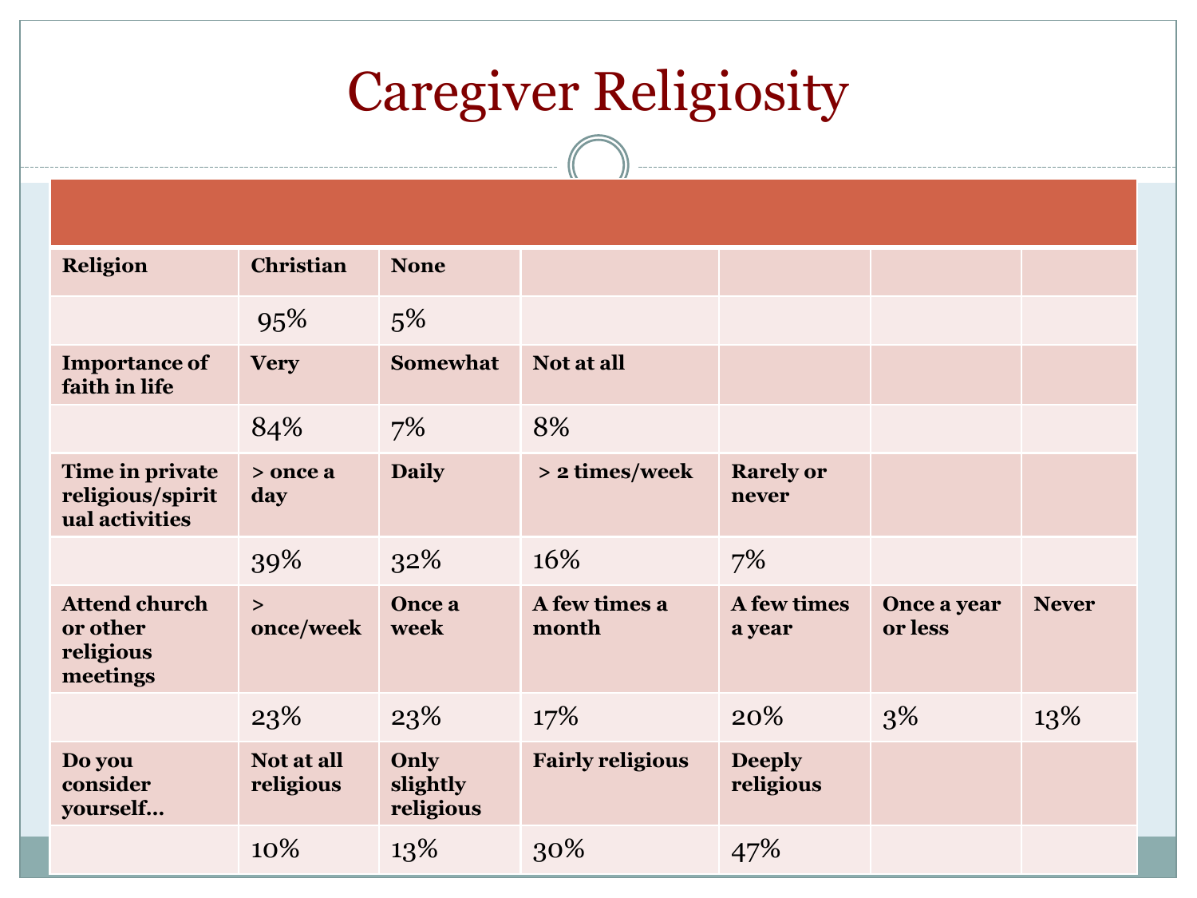# Caregiver Religiosity

| | | | | | | |
|---|---|---|---|---|---|---|
| **Religion** | **Christian** | **None** | | | | |
| | 95% | 5% | | | | |
| **Importance of faith in life** | **Very** | **Somewhat** | **Not at all** | | | |
| | 84% | 7% | 8% | | | |
| **Time in private religious/spiritual activities** | **> once a day** | **Daily** | **> 2 times/week** | **Rarely or never** | | |
| | 39% | 32% | 16% | 7% | | |
| **Attend church or other religious meetings** | **> once/week** | **Once a week** | **A few times a month** | **A few times a year** | **Once a year or less** | **Never** |
| | 23% | 23% | 17% | 20% | 3% | 13% |
| **Do you consider yourself…** | **Not at all religious** | **Only slightly religious** | **Fairly religious** | **Deeply religious** | | |
| | 10% | 13% | 30% | 47% | | |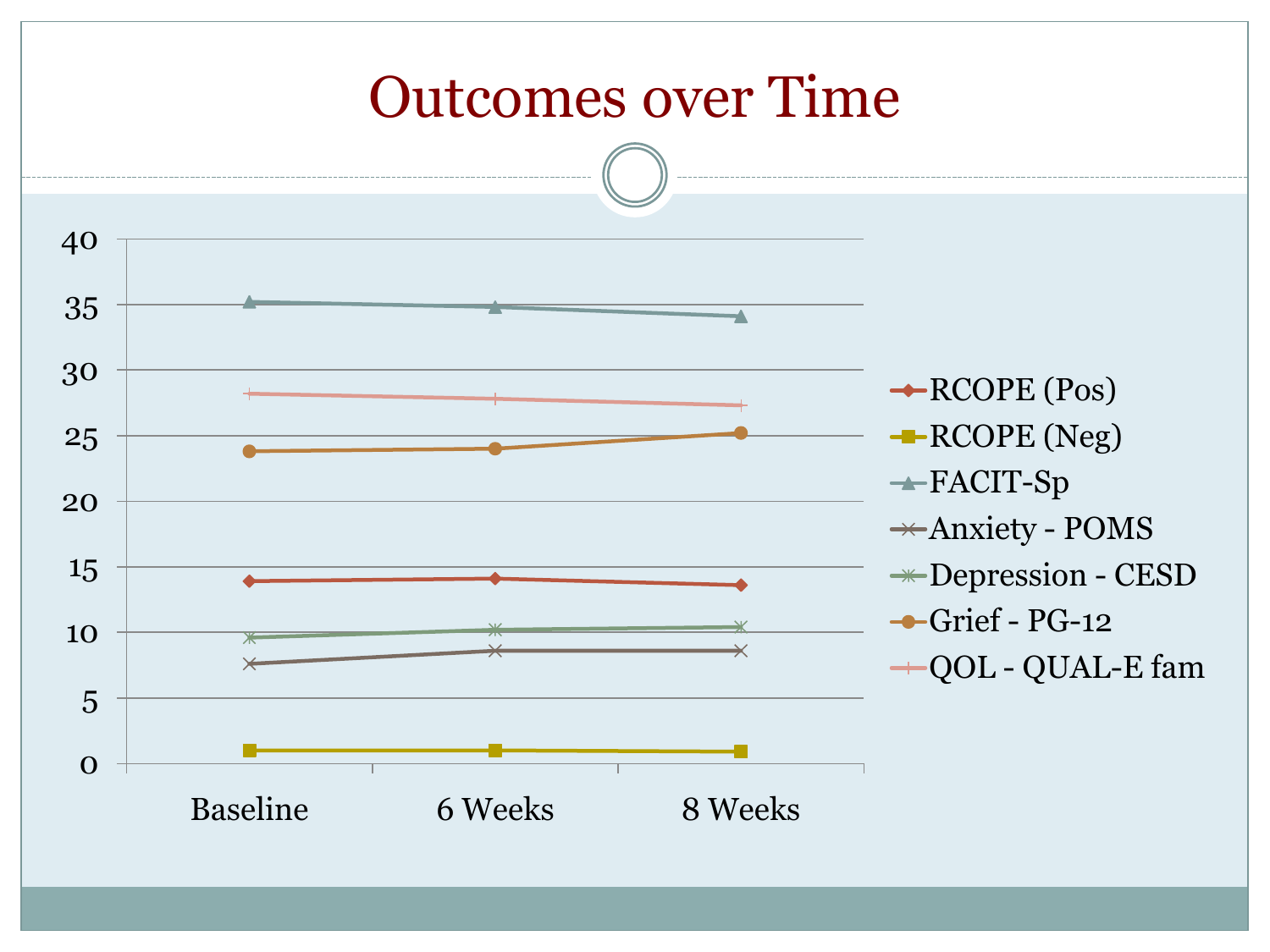# Outcomes over Time

| | Baseline | 6 Weeks | 8 Weeks |
|---|---|---|---|
| RCOPE (Pos) | 13.9 | 14.1 | 13.6 |
| RCOPE (Neg) | 1.0 | 1.0 | 0.9 |
| FACIT-Sp | 35.2 | 34.8 | 34.1 |
| Anxiety - POMS | 7.6 | 8.6 | 8.6 |
| Depression - CESD | 9.6 | 10.2 | 10.4 |
| Grief - PG-12 | 23.8 | 24.0 | 25.2 |
| QOL - QUAL-E fam | 28.2 | 27.8 | 27.3 |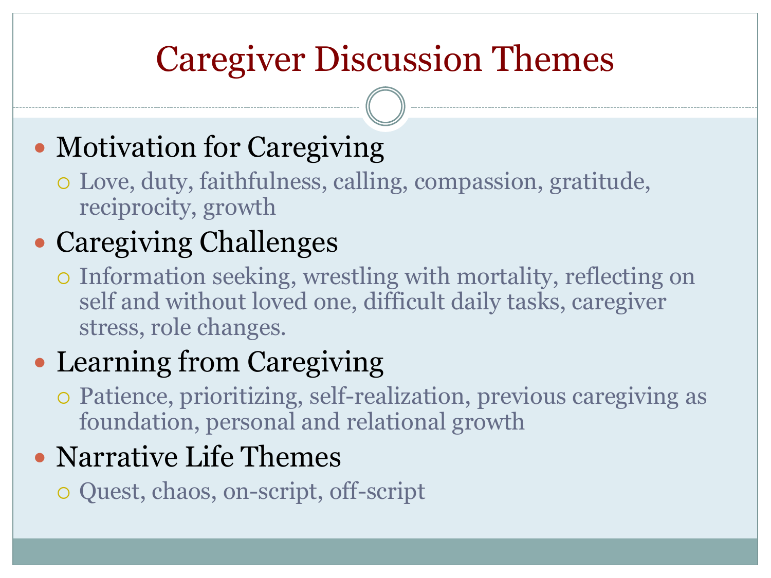# Caregiver Discussion Themes

- Motivation for Caregiving
  - Love, duty, faithfulness, calling, compassion, gratitude, reciprocity, growth
- Caregiving Challenges
  - Information seeking, wrestling with mortality, reflecting on self and without loved one, difficult daily tasks, caregiver stress, role changes.
- Learning from Caregiving
  - Patience, prioritizing, self-realization, previous caregiving as foundation, personal and relational growth
- Narrative Life Themes
  - Quest, chaos, on-script, off-script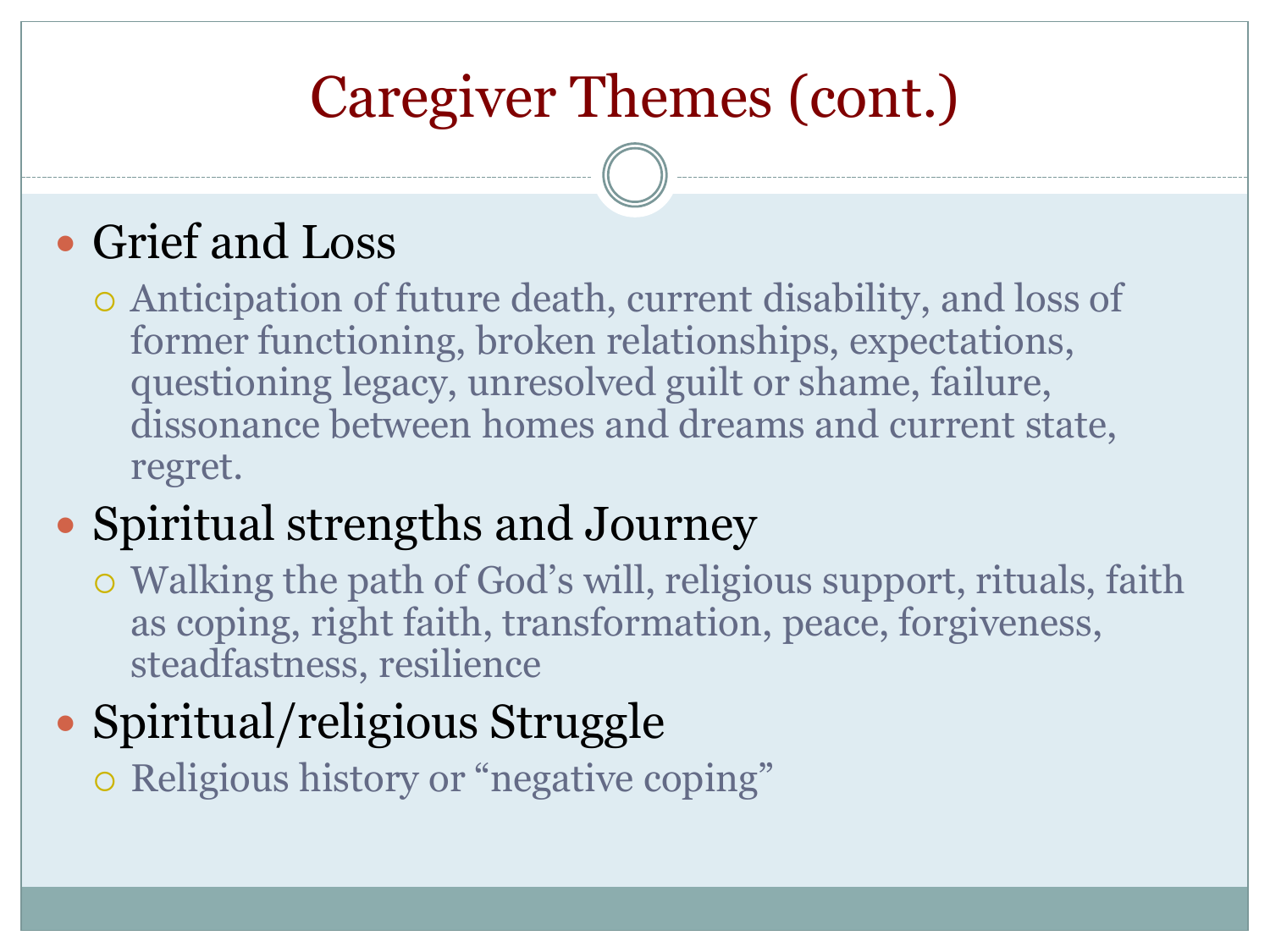# Caregiver Themes (cont.)

- Grief and Loss
  - Anticipation of future death, current disability, and loss of former functioning, broken relationships, expectations, questioning legacy, unresolved guilt or shame, failure, dissonance between homes and dreams and current state, regret.
- Spiritual strengths and Journey
  - Walking the path of God's will, religious support, rituals, faith as coping, right faith, transformation, peace, forgiveness, steadfastness, resilience
- Spiritual/religious Struggle
  - Religious history or "negative coping"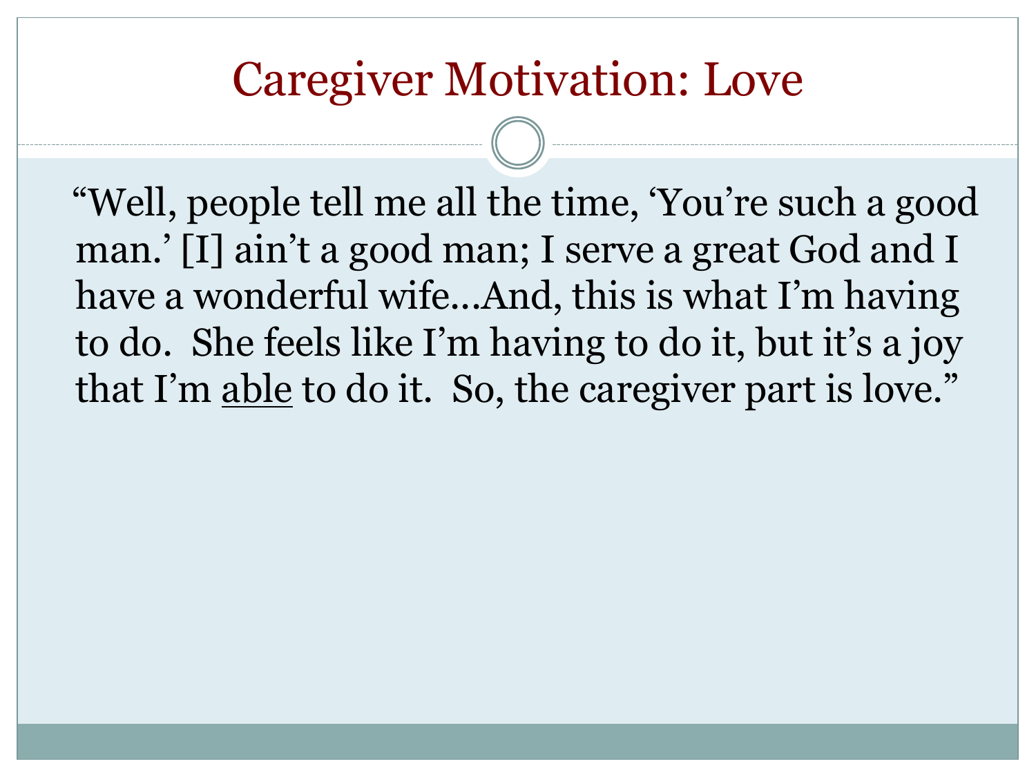# Caregiver Motivation: Love

"Well, people tell me all the time, 'You're such a good man.' [I] ain't a good man; I serve a great God and I have a wonderful wife…And, this is what I'm having to do. She feels like I'm having to do it, but it's a joy that I'm <u>able</u> to do it. So, the caregiver part is love."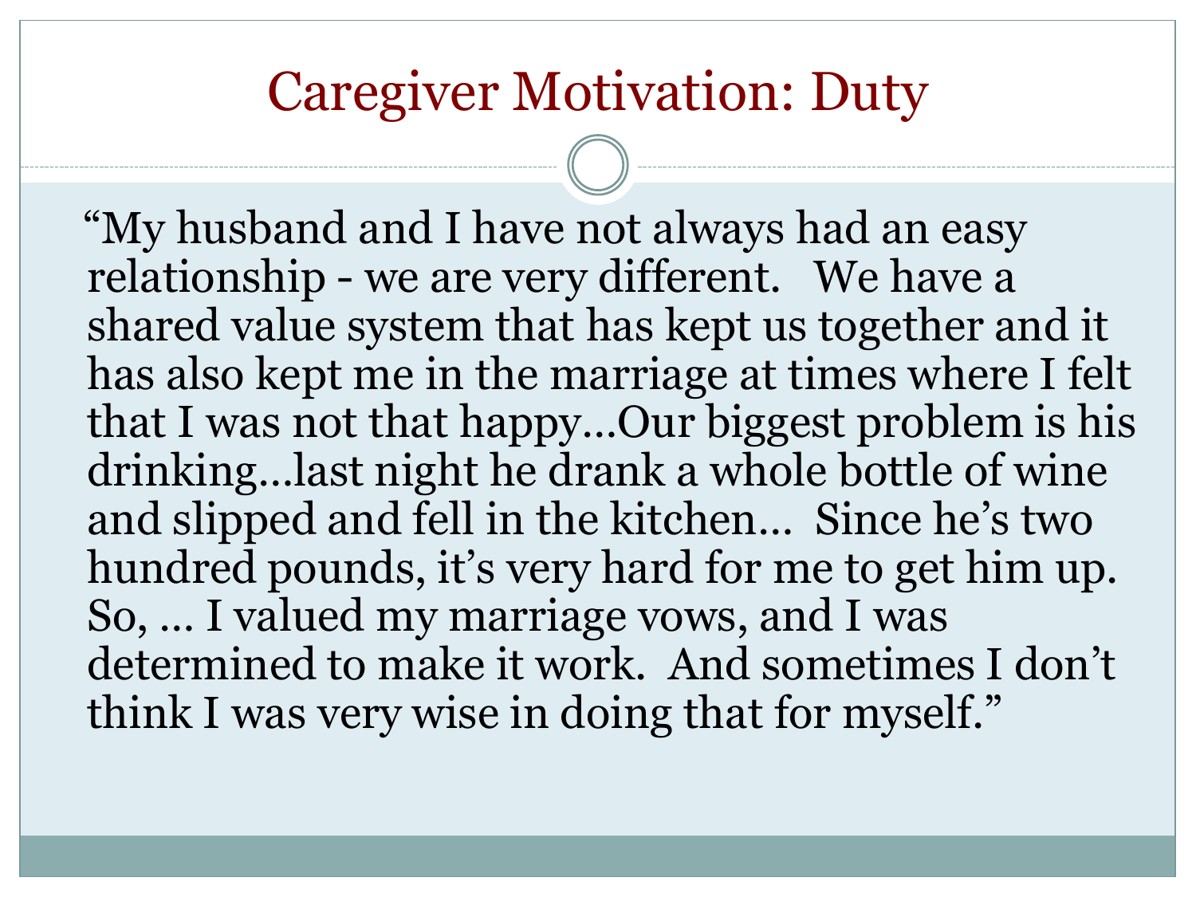# Caregiver Motivation: Duty

"My husband and I have not always had an easy relationship - we are very different. We have a shared value system that has kept us together and it has also kept me in the marriage at times where I felt that I was not that happy…Our biggest problem is his drinking…last night he drank a whole bottle of wine and slipped and fell in the kitchen… Since he's two hundred pounds, it's very hard for me to get him up. So, … I valued my marriage vows, and I was determined to make it work. And sometimes I don't think I was very wise in doing that for myself."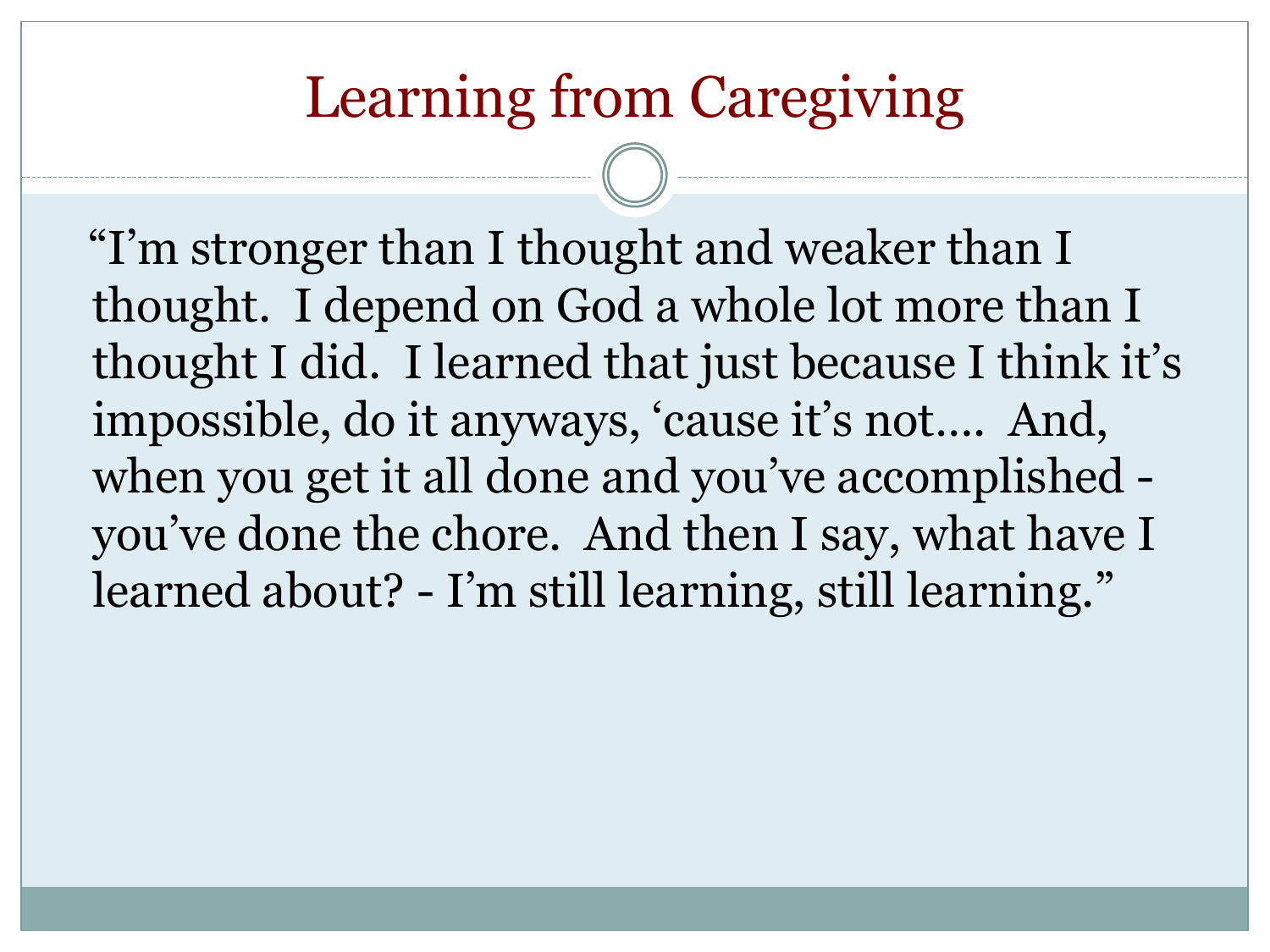# Learning from Caregiving

"I'm stronger than I thought and weaker than I thought. I depend on God a whole lot more than I thought I did. I learned that just because I think it's impossible, do it anyways, 'cause it's not.... And, when you get it all done and you've accomplished - you've done the chore. And then I say, what have I learned about? - I'm still learning, still learning."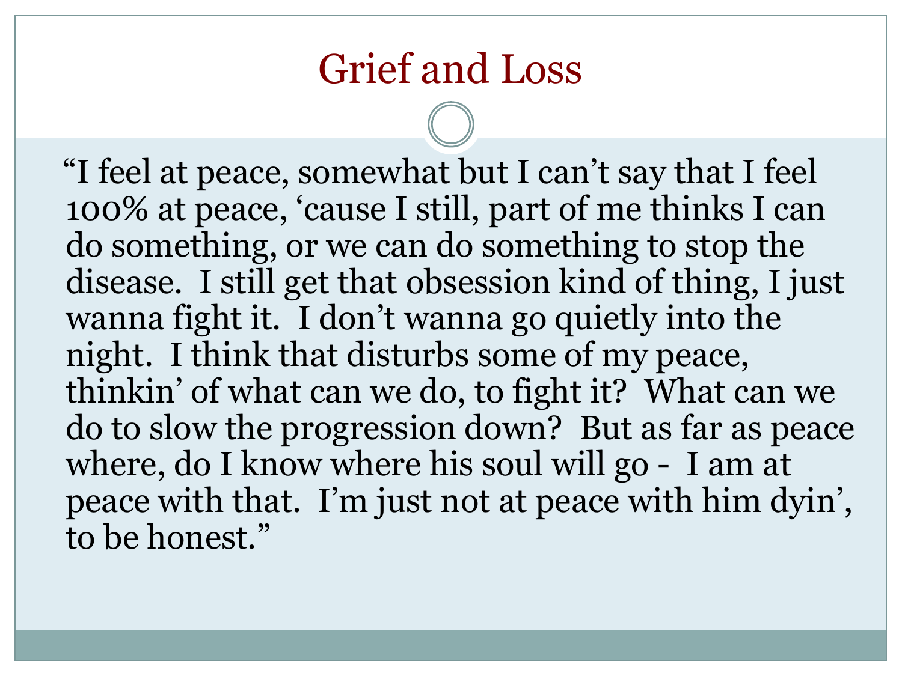# Grief and Loss

"I feel at peace, somewhat but I can't say that I feel 100% at peace, 'cause I still, part of me thinks I can do something, or we can do something to stop the disease. I still get that obsession kind of thing, I just wanna fight it. I don't wanna go quietly into the night. I think that disturbs some of my peace, thinkin' of what can we do, to fight it? What can we do to slow the progression down? But as far as peace where, do I know where his soul will go - I am at peace with that. I'm just not at peace with him dyin', to be honest."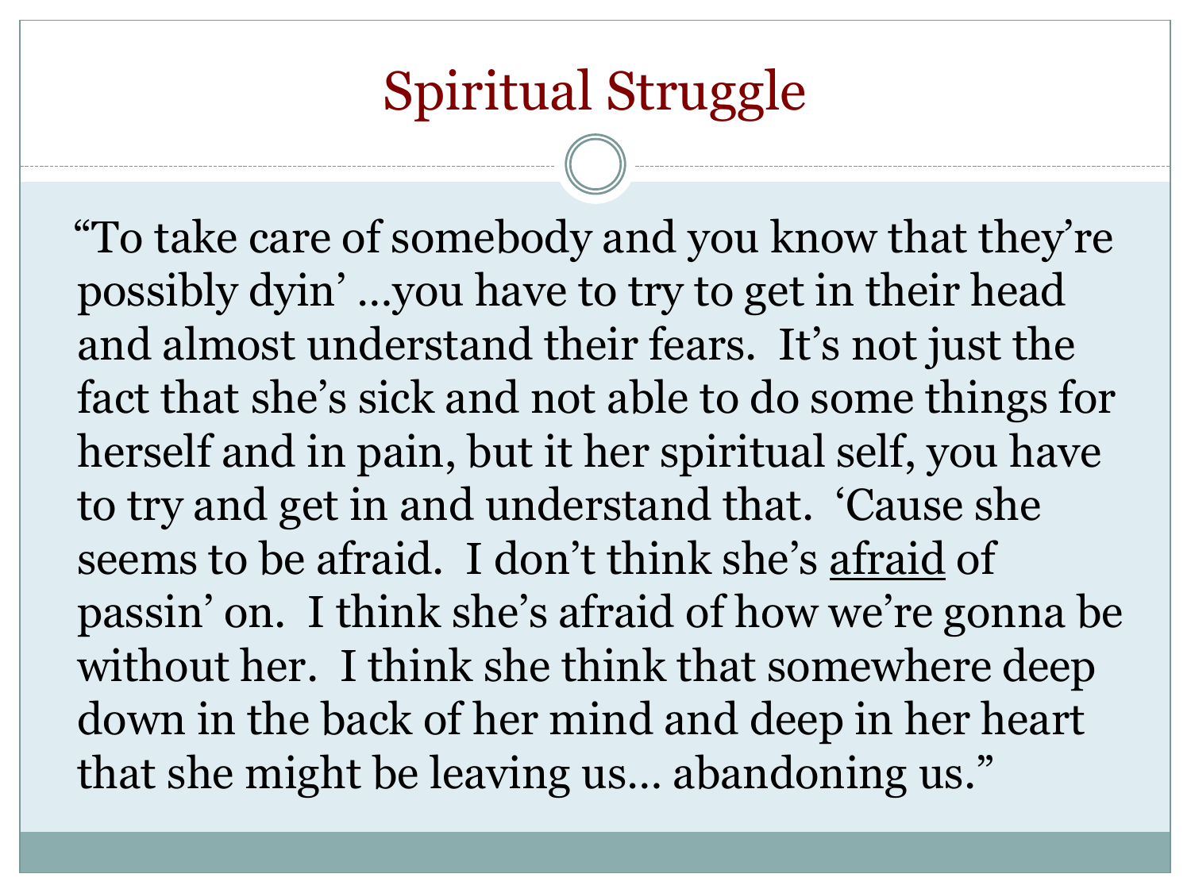# Spiritual Struggle

"To take care of somebody and you know that they're possibly dyin' …you have to try to get in their head and almost understand their fears. It's not just the fact that she's sick and not able to do some things for herself and in pain, but it her spiritual self, you have to try and get in and understand that. 'Cause she seems to be afraid. I don't think she's <u>afraid</u> of passin' on. I think she's afraid of how we're gonna be without her. I think she think that somewhere deep down in the back of her mind and deep in her heart that she might be leaving us… abandoning us."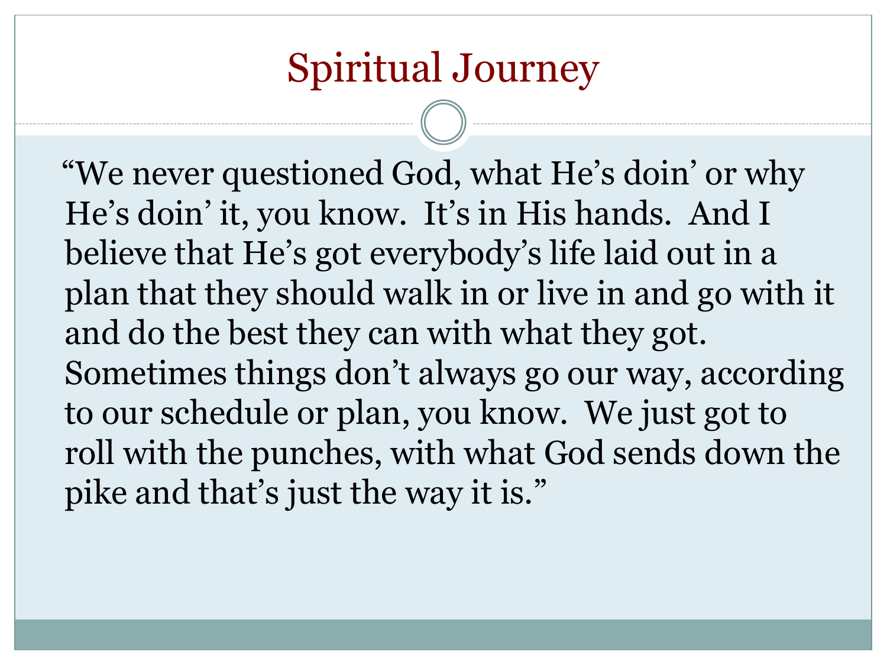# Spiritual Journey

"We never questioned God, what He's doin' or why He's doin' it, you know.  It's in His hands.  And I believe that He's got everybody's life laid out in a plan that they should walk in or live in and go with it and do the best they can with what they got.  Sometimes things don't always go our way, according to our schedule or plan, you know.  We just got to roll with the punches, with what God sends down the pike and that's just the way it is."